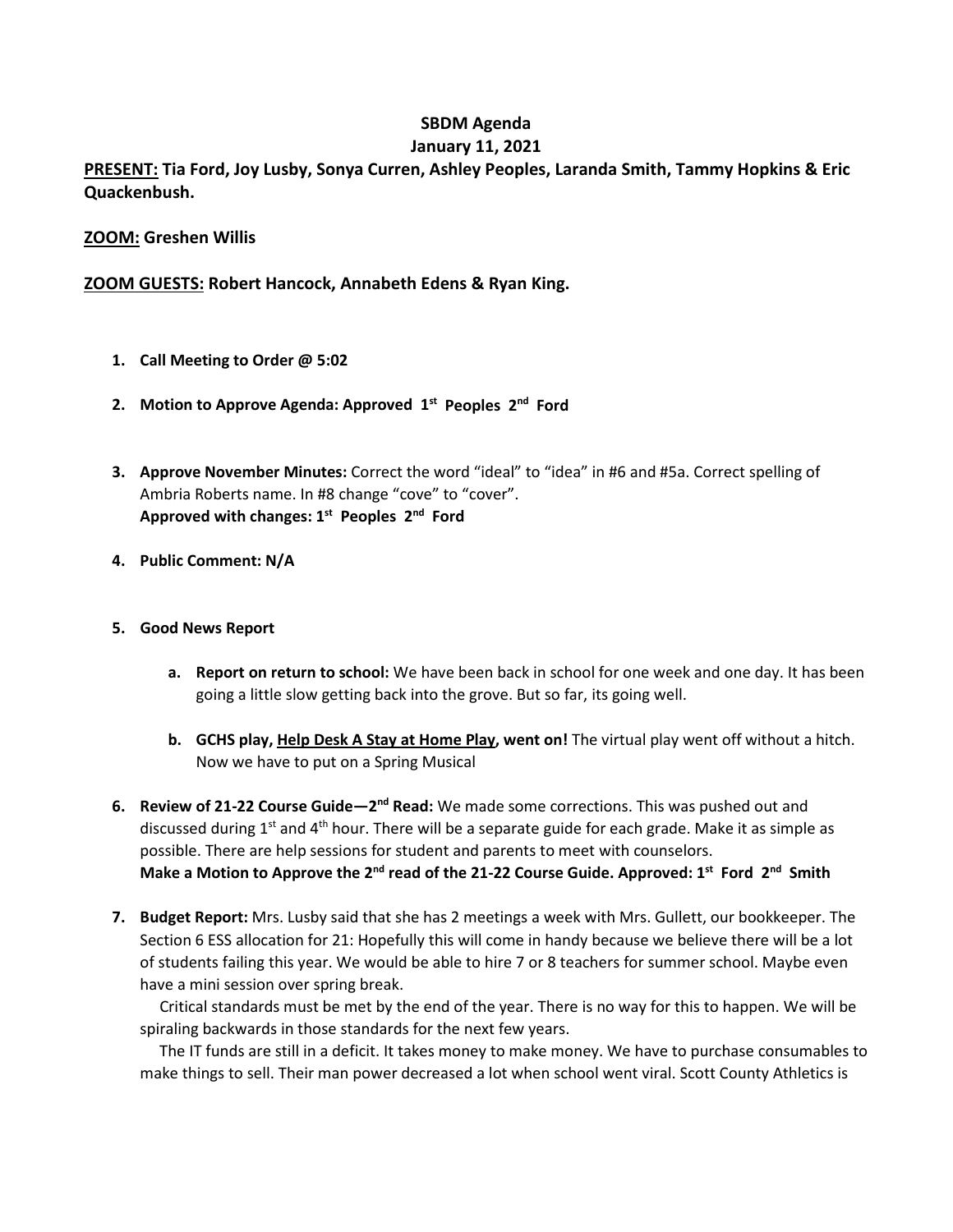# SBDM Agenda

## January 11, 2021

**<u>PRESENT:</u> Tia Ford, Joy Lusby, Sonya Curren, Ashley Peoples, Laranda Smith, Tammy Hopkins & Eric Quackenbush.**

**<u>ZOOM:</u> Greshen Willis**

**<u>ZOOM GUESTS:</u> Robert Hancock, Annabeth Edens & Ryan King.**

1. **Call Meeting to Order @ 5:02**

2. **Motion to Approve Agenda: Approved 1st Peoples 2nd Ford**

3. **Approve November Minutes:** Correct the word "ideal" to "idea" in #6 and #5a. Correct spelling of Ambria Roberts name. In #8 change "cove" to "cover".
   **Approved with changes: 1st Peoples 2nd Ford**

4. **Public Comment: N/A**

5. **Good News Report**

   a. **Report on return to school:** We have been back in school for one week and one day. It has been going a little slow getting back into the grove. But so far, its going well.

   b. **GCHS play, <u>Help Desk A Stay at Home Play</u>, went on!** The virtual play went off without a hitch. Now we have to put on a Spring Musical

6. **Review of 21-22 Course Guide—2nd Read:** We made some corrections. This was pushed out and discussed during 1st and 4th hour. There will be a separate guide for each grade. Make it as simple as possible. There are help sessions for student and parents to meet with counselors.
   **Make a Motion to Approve the 2nd read of the 21-22 Course Guide. Approved: 1st Ford 2nd Smith**

7. **Budget Report:** Mrs. Lusby said that she has 2 meetings a week with Mrs. Gullett, our bookkeeper. The Section 6 ESS allocation for 21: Hopefully this will come in handy because we believe there will be a lot of students failing this year. We would be able to hire 7 or 8 teachers for summer school. Maybe even have a mini session over spring break.

   Critical standards must be met by the end of the year. There is no way for this to happen. We will be spiraling backwards in those standards for the next few years.

   The IT funds are still in a deficit. It takes money to make money. We have to purchase consumables to make things to sell. Their man power decreased a lot when school went viral. Scott County Athletics is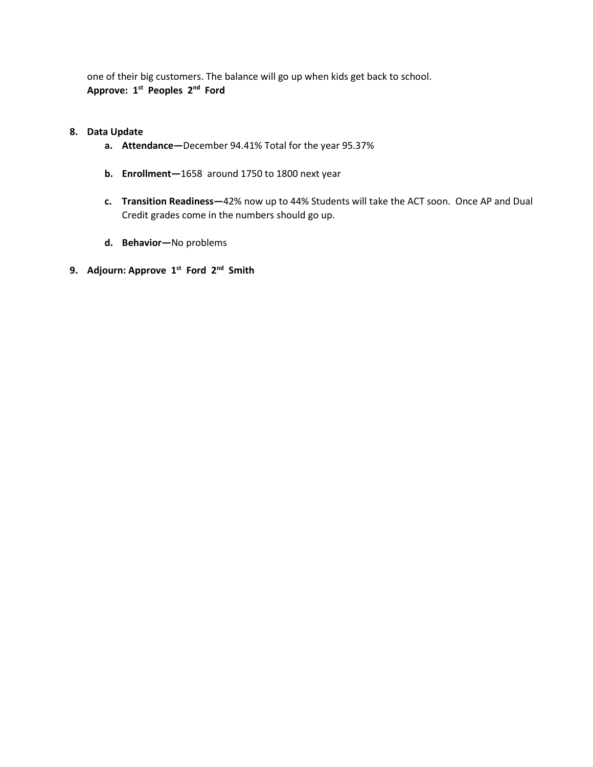one of their big customers. The balance will go up when kids get back to school.
**Approve: 1st Peoples 2nd Ford**

8. **Data Update**
    a. **Attendance—**December 94.41% Total for the year 95.37%

    b. **Enrollment—**1658 around 1750 to 1800 next year

    c. **Transition Readiness—**42% now up to 44% Students will take the ACT soon. Once AP and Dual Credit grades come in the numbers should go up.

    d. **Behavior—**No problems

9. **Adjourn: Approve 1st Ford 2nd Smith**